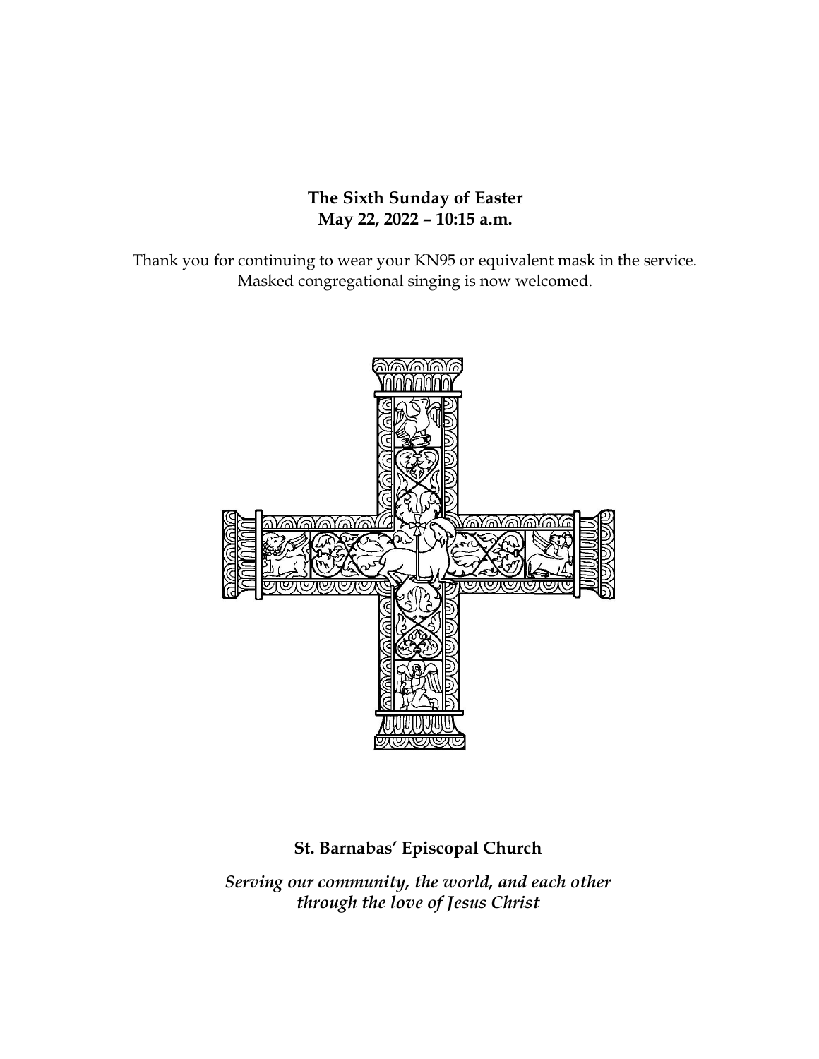**The Sixth Sunday of Easter**
**May 22, 2022 – 10:15 a.m.**

Thank you for continuing to wear your KN95 or equivalent mask in the service.
Masked congregational singing is now welcomed.

**St. Barnabas' Episcopal Church**

***Serving our community, the world, and each other through the love of Jesus Christ***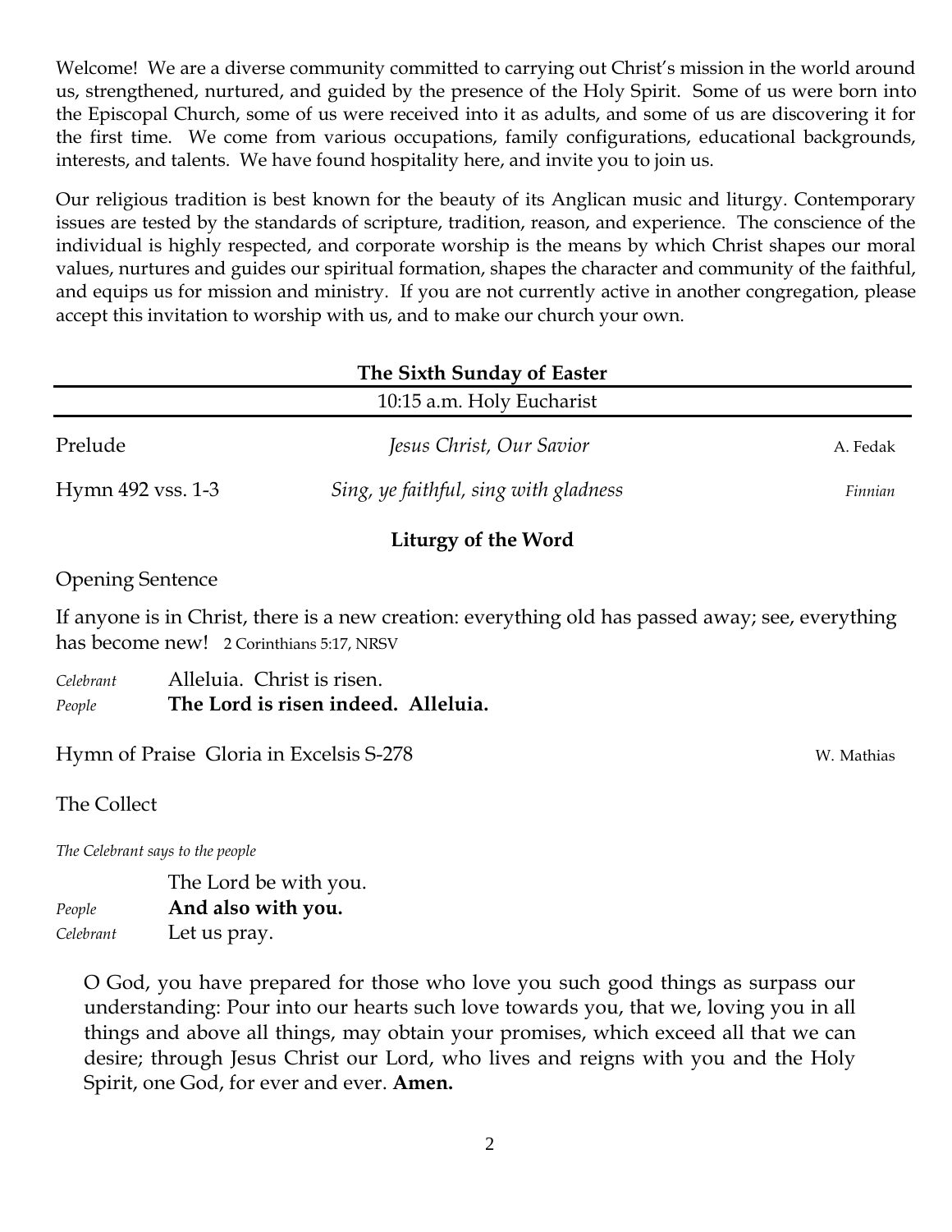Welcome! We are a diverse community committed to carrying out Christ's mission in the world around us, strengthened, nurtured, and guided by the presence of the Holy Spirit. Some of us were born into the Episcopal Church, some of us were received into it as adults, and some of us are discovering it for the first time. We come from various occupations, family configurations, educational backgrounds, interests, and talents. We have found hospitality here, and invite you to join us.

Our religious tradition is best known for the beauty of its Anglican music and liturgy. Contemporary issues are tested by the standards of scripture, tradition, reason, and experience. The conscience of the individual is highly respected, and corporate worship is the means by which Christ shapes our moral values, nurtures and guides our spiritual formation, shapes the character and community of the faithful, and equips us for mission and ministry. If you are not currently active in another congregation, please accept this invitation to worship with us, and to make our church your own.

## The Sixth Sunday of Easter

10:15 a.m. Holy Eucharist

Prelude — *Jesus Christ, Our Savior* — A. Fedak

Hymn 492 vss. 1-3 — *Sing, ye faithful, sing with gladness* — *Finnian*

### Liturgy of the Word

Opening Sentence

If anyone is in Christ, there is a new creation: everything old has passed away; see, everything has become new! 2 Corinthians 5:17, NRSV

*Celebrant* Alleluia. Christ is risen.
*People* **The Lord is risen indeed. Alleluia.**

Hymn of Praise Gloria in Excelsis S-278 — W. Mathias

The Collect

*The Celebrant says to the people*

The Lord be with you.
*People* **And also with you.**
*Celebrant* Let us pray.

O God, you have prepared for those who love you such good things as surpass our understanding: Pour into our hearts such love towards you, that we, loving you in all things and above all things, may obtain your promises, which exceed all that we can desire; through Jesus Christ our Lord, who lives and reigns with you and the Holy Spirit, one God, for ever and ever. **Amen.**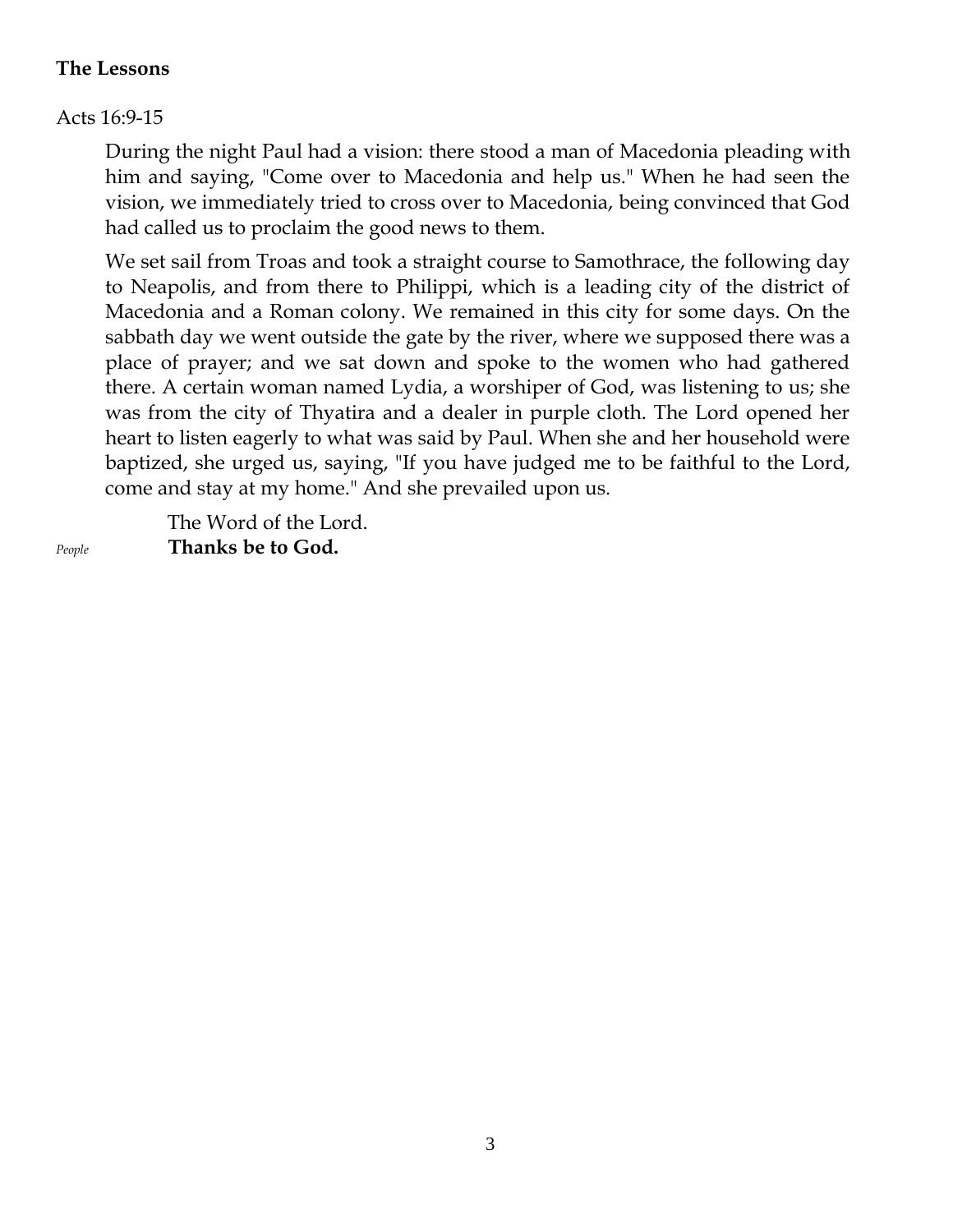**The Lessons**

Acts 16:9-15

During the night Paul had a vision: there stood a man of Macedonia pleading with him and saying, "Come over to Macedonia and help us." When he had seen the vision, we immediately tried to cross over to Macedonia, being convinced that God had called us to proclaim the good news to them.

We set sail from Troas and took a straight course to Samothrace, the following day to Neapolis, and from there to Philippi, which is a leading city of the district of Macedonia and a Roman colony. We remained in this city for some days. On the sabbath day we went outside the gate by the river, where we supposed there was a place of prayer; and we sat down and spoke to the women who had gathered there. A certain woman named Lydia, a worshiper of God, was listening to us; she was from the city of Thyatira and a dealer in purple cloth. The Lord opened her heart to listen eagerly to what was said by Paul. When she and her household were baptized, she urged us, saying, "If you have judged me to be faithful to the Lord, come and stay at my home." And she prevailed upon us.

The Word of the Lord.

*People* **Thanks be to God.**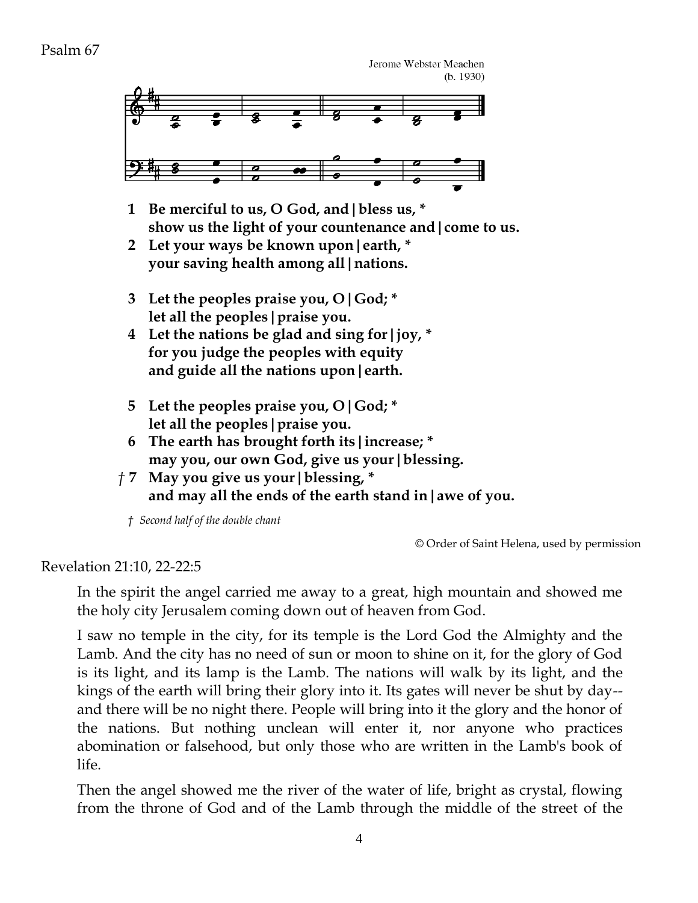Psalm 67

Jerome Webster Meachen
(b. 1930)

**1 Be merciful to us, O God, and | bless us, \***
**show us the light of your countenance and | come to us.**
**2 Let your ways be known upon | earth, \***
**your saving health among all | nations.**

**3 Let the peoples praise you, O | God; \***
**let all the peoples | praise you.**
**4 Let the nations be glad and sing for | joy, \***
**for you judge the peoples with equity**
**and guide all the nations upon | earth.**

**5 Let the peoples praise you, O | God; \***
**let all the peoples | praise you.**
**6 The earth has brought forth its | increase; \***
**may you, our own God, give us your | blessing.**
**† 7 May you give us your | blessing, \***
**and may all the ends of the earth stand in | awe of you.**

† *Second half of the double chant*

© Order of Saint Helena, used by permission

Revelation 21:10, 22-22:5

In the spirit the angel carried me away to a great, high mountain and showed me the holy city Jerusalem coming down out of heaven from God.

I saw no temple in the city, for its temple is the Lord God the Almighty and the Lamb. And the city has no need of sun or moon to shine on it, for the glory of God is its light, and its lamp is the Lamb. The nations will walk by its light, and the kings of the earth will bring their glory into it. Its gates will never be shut by day--and there will be no night there. People will bring into it the glory and the honor of the nations. But nothing unclean will enter it, nor anyone who practices abomination or falsehood, but only those who are written in the Lamb's book of life.

Then the angel showed me the river of the water of life, bright as crystal, flowing from the throne of God and of the Lamb through the middle of the street of the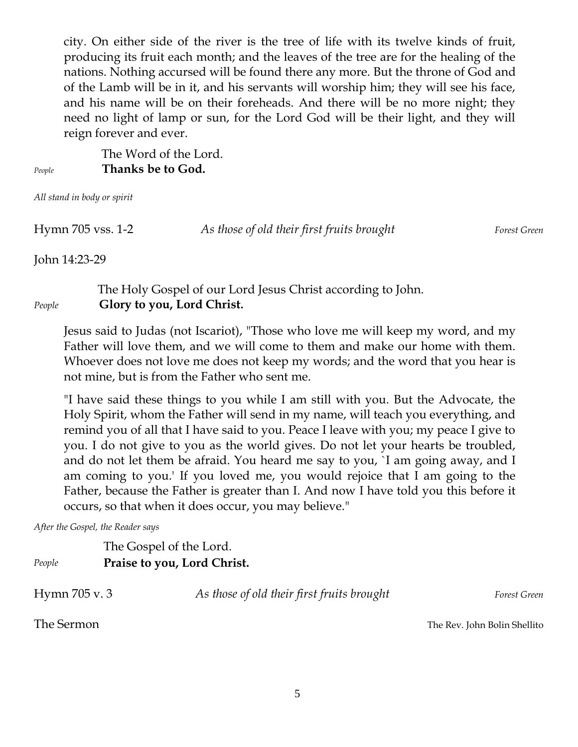city. On either side of the river is the tree of life with its twelve kinds of fruit, producing its fruit each month; and the leaves of the tree are for the healing of the nations. Nothing accursed will be found there any more. But the throne of God and of the Lamb will be in it, and his servants will worship him; they will see his face, and his name will be on their foreheads. And there will be no more night; they need no light of lamp or sun, for the Lord God will be their light, and they will reign forever and ever.

The Word of the Lord.
*People* **Thanks be to God.**

*All stand in body or spirit*

Hymn 705 vss. 1-2 *As those of old their first fruits brought* *Forest Green*

John 14:23-29

The Holy Gospel of our Lord Jesus Christ according to John.
*People* **Glory to you, Lord Christ.**

Jesus said to Judas (not Iscariot), "Those who love me will keep my word, and my Father will love them, and we will come to them and make our home with them. Whoever does not love me does not keep my words; and the word that you hear is not mine, but is from the Father who sent me.

"I have said these things to you while I am still with you. But the Advocate, the Holy Spirit, whom the Father will send in my name, will teach you everything, and remind you of all that I have said to you. Peace I leave with you; my peace I give to you. I do not give to you as the world gives. Do not let your hearts be troubled, and do not let them be afraid. You heard me say to you, `I am going away, and I am coming to you.' If you loved me, you would rejoice that I am going to the Father, because the Father is greater than I. And now I have told you this before it occurs, so that when it does occur, you may believe."

*After the Gospel, the Reader says*

The Gospel of the Lord.
*People* **Praise to you, Lord Christ.**

Hymn 705 v. 3 *As those of old their first fruits brought* *Forest Green*

The Sermon The Rev. John Bolin Shellito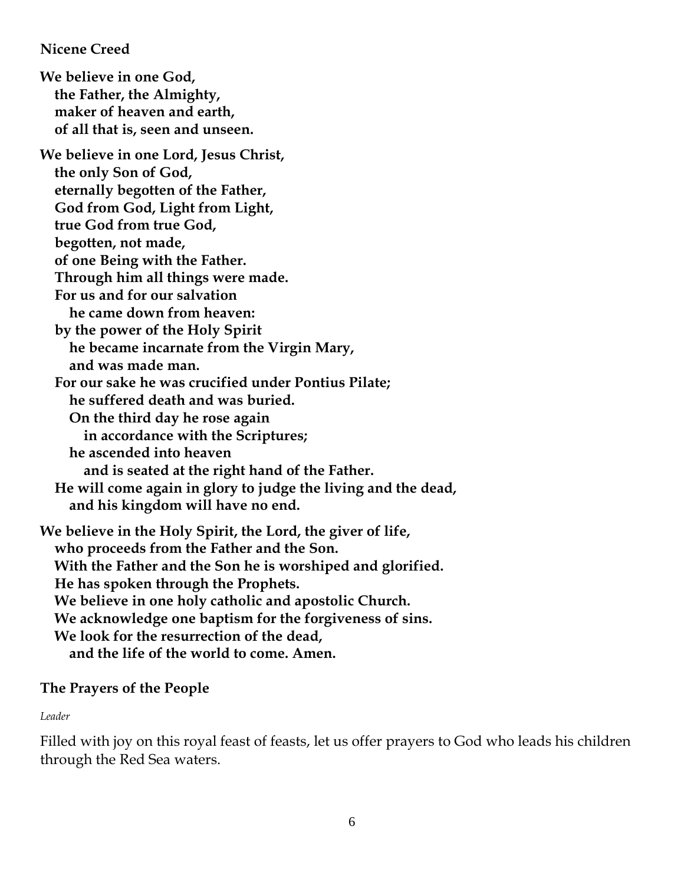### Nicene Creed

**We believe in one God,**
**the Father, the Almighty,**
**maker of heaven and earth,**
**of all that is, seen and unseen.**

**We believe in one Lord, Jesus Christ,**
**the only Son of God,**
**eternally begotten of the Father,**
**God from God, Light from Light,**
**true God from true God,**
**begotten, not made,**
**of one Being with the Father.**
**Through him all things were made.**
**For us and for our salvation**
**he came down from heaven:**
**by the power of the Holy Spirit**
**he became incarnate from the Virgin Mary,**
**and was made man.**
**For our sake he was crucified under Pontius Pilate;**
**he suffered death and was buried.**
**On the third day he rose again**
**in accordance with the Scriptures;**
**he ascended into heaven**
**and is seated at the right hand of the Father.**
**He will come again in glory to judge the living and the dead,**
**and his kingdom will have no end.**

**We believe in the Holy Spirit, the Lord, the giver of life,**
**who proceeds from the Father and the Son.**
**With the Father and the Son he is worshiped and glorified.**
**He has spoken through the Prophets.**
**We believe in one holy catholic and apostolic Church.**
**We acknowledge one baptism for the forgiveness of sins.**
**We look for the resurrection of the dead,**
**and the life of the world to come. Amen.**

### The Prayers of the People

*Leader*

Filled with joy on this royal feast of feasts, let us offer prayers to God who leads his children through the Red Sea waters.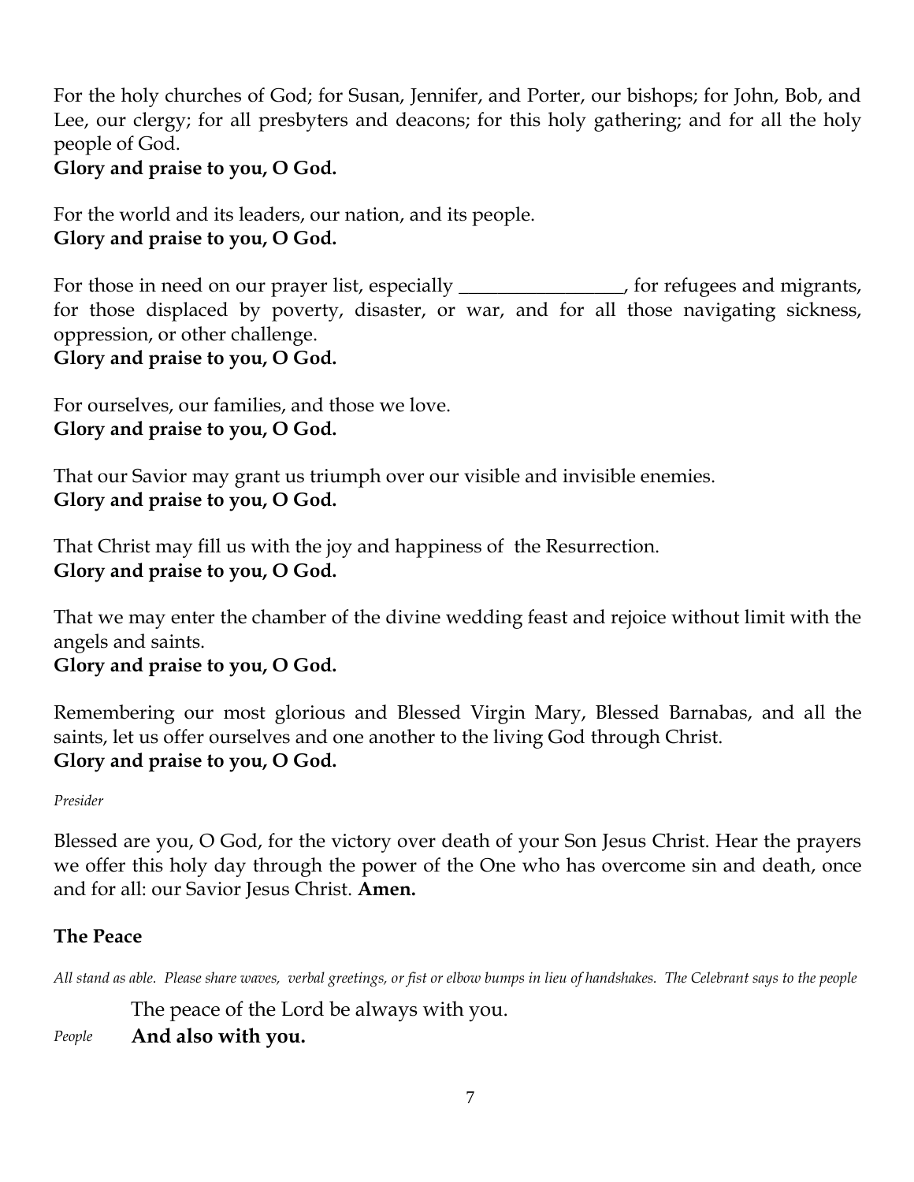For the holy churches of God; for Susan, Jennifer, and Porter, our bishops; for John, Bob, and Lee, our clergy; for all presbyters and deacons; for this holy gathering; and for all the holy people of God.
**Glory and praise to you, O God.**

For the world and its leaders, our nation, and its people.
**Glory and praise to you, O God.**

For those in need on our prayer list, especially _________________, for refugees and migrants, for those displaced by poverty, disaster, or war, and for all those navigating sickness, oppression, or other challenge.
**Glory and praise to you, O God.**

For ourselves, our families, and those we love.
**Glory and praise to you, O God.**

That our Savior may grant us triumph over our visible and invisible enemies.
**Glory and praise to you, O God.**

That Christ may fill us with the joy and happiness of the Resurrection.
**Glory and praise to you, O God.**

That we may enter the chamber of the divine wedding feast and rejoice without limit with the angels and saints.
**Glory and praise to you, O God.**

Remembering our most glorious and Blessed Virgin Mary, Blessed Barnabas, and all the saints, let us offer ourselves and one another to the living God through Christ.
**Glory and praise to you, O God.**

*Presider*

Blessed are you, O God, for the victory over death of your Son Jesus Christ. Hear the prayers we offer this holy day through the power of the One who has overcome sin and death, once and for all: our Savior Jesus Christ. **Amen.**

### The Peace

*All stand as able. Please share waves, verbal greetings, or fist or elbow bumps in lieu of handshakes. The Celebrant says to the people*

The peace of the Lord be always with you.

*People* **And also with you.**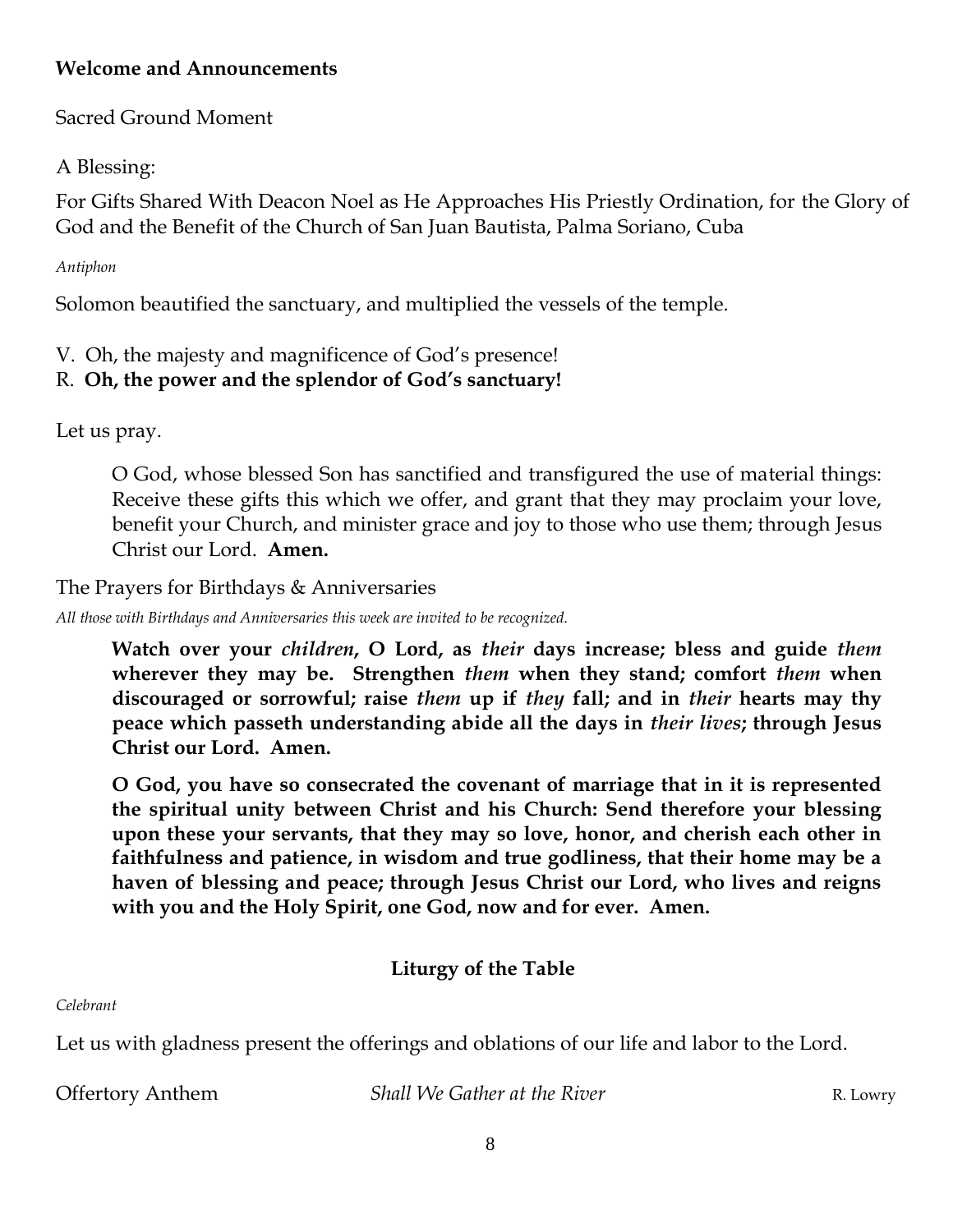**Welcome and Announcements**

Sacred Ground Moment

A Blessing:

For Gifts Shared With Deacon Noel as He Approaches His Priestly Ordination, for the Glory of God and the Benefit of the Church of San Juan Bautista, Palma Soriano, Cuba

*Antiphon*

Solomon beautified the sanctuary, and multiplied the vessels of the temple.

V. Oh, the majesty and magnificence of God's presence!
R. **Oh, the power and the splendor of God's sanctuary!**

Let us pray.

> O God, whose blessed Son has sanctified and transfigured the use of material things: Receive these gifts this which we offer, and grant that they may proclaim your love, benefit your Church, and minister grace and joy to those who use them; through Jesus Christ our Lord. **Amen.**

The Prayers for Birthdays & Anniversaries

*All those with Birthdays and Anniversaries this week are invited to be recognized.*

> **Watch over your *children*, O Lord, as *their* days increase; bless and guide *them* wherever they may be. Strengthen *them* when they stand; comfort *them* when discouraged or sorrowful; raise *them* up if *they* fall; and in *their* hearts may thy peace which passeth understanding abide all the days in *their lives*; through Jesus Christ our Lord. Amen.**
>
> **O God, you have so consecrated the covenant of marriage that in it is represented the spiritual unity between Christ and his Church: Send therefore your blessing upon these your servants, that they may so love, honor, and cherish each other in faithfulness and patience, in wisdom and true godliness, that their home may be a haven of blessing and peace; through Jesus Christ our Lord, who lives and reigns with you and the Holy Spirit, one God, now and for ever. Amen.**

## Liturgy of the Table

*Celebrant*

Let us with gladness present the offerings and oblations of our life and labor to the Lord.

Offertory Anthem *Shall We Gather at the River* R. Lowry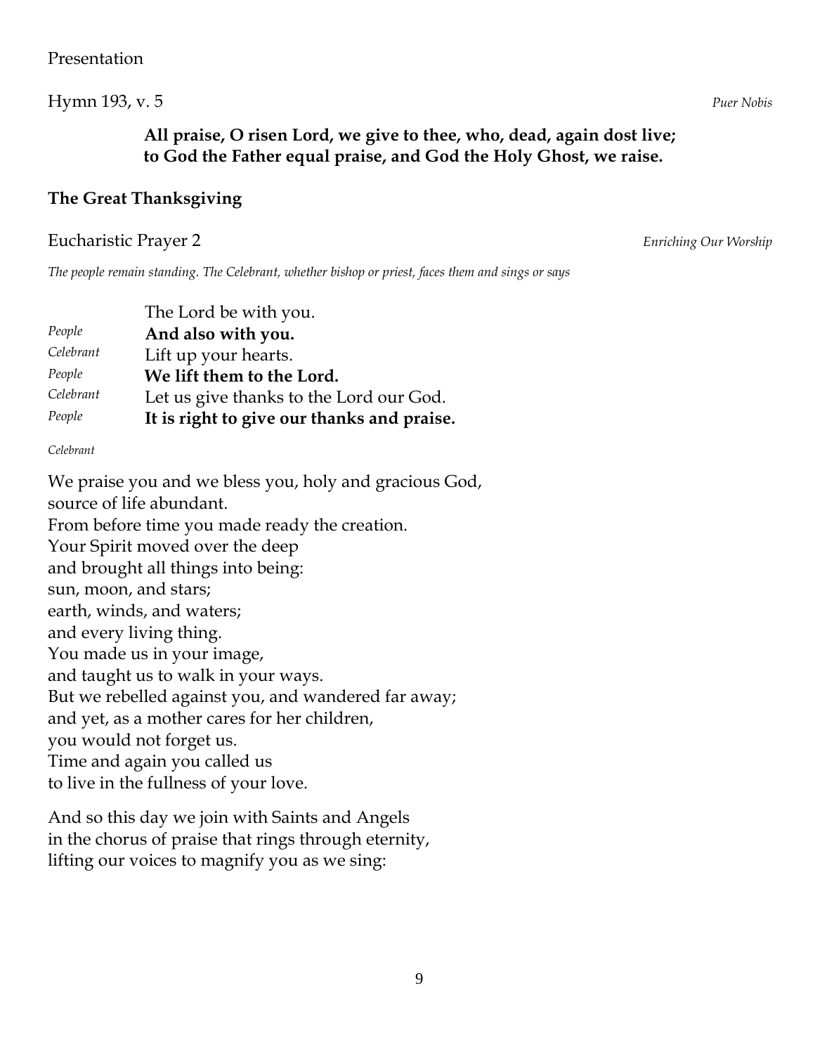Presentation

Hymn 193, v. 5 *Puer Nobis*

**All praise, O risen Lord, we give to thee, who, dead, again dost live;**
**to God the Father equal praise, and God the Holy Ghost, we raise.**

**The Great Thanksgiving**

Eucharistic Prayer 2 *Enriching Our Worship*

*The people remain standing. The Celebrant, whether bishop or priest, faces them and sings or says*

| | |
|---|---|
| | The Lord be with you. |
| *People* | **And also with you.** |
| *Celebrant* | Lift up your hearts. |
| *People* | **We lift them to the Lord.** |
| *Celebrant* | Let us give thanks to the Lord our God. |
| *People* | **It is right to give our thanks and praise.** |

*Celebrant*

We praise you and we bless you, holy and gracious God,
source of life abundant.
From before time you made ready the creation.
Your Spirit moved over the deep
and brought all things into being:
sun, moon, and stars;
earth, winds, and waters;
and every living thing.
You made us in your image,
and taught us to walk in your ways.
But we rebelled against you, and wandered far away;
and yet, as a mother cares for her children,
you would not forget us.
Time and again you called us
to live in the fullness of your love.

And so this day we join with Saints and Angels
in the chorus of praise that rings through eternity,
lifting our voices to magnify you as we sing: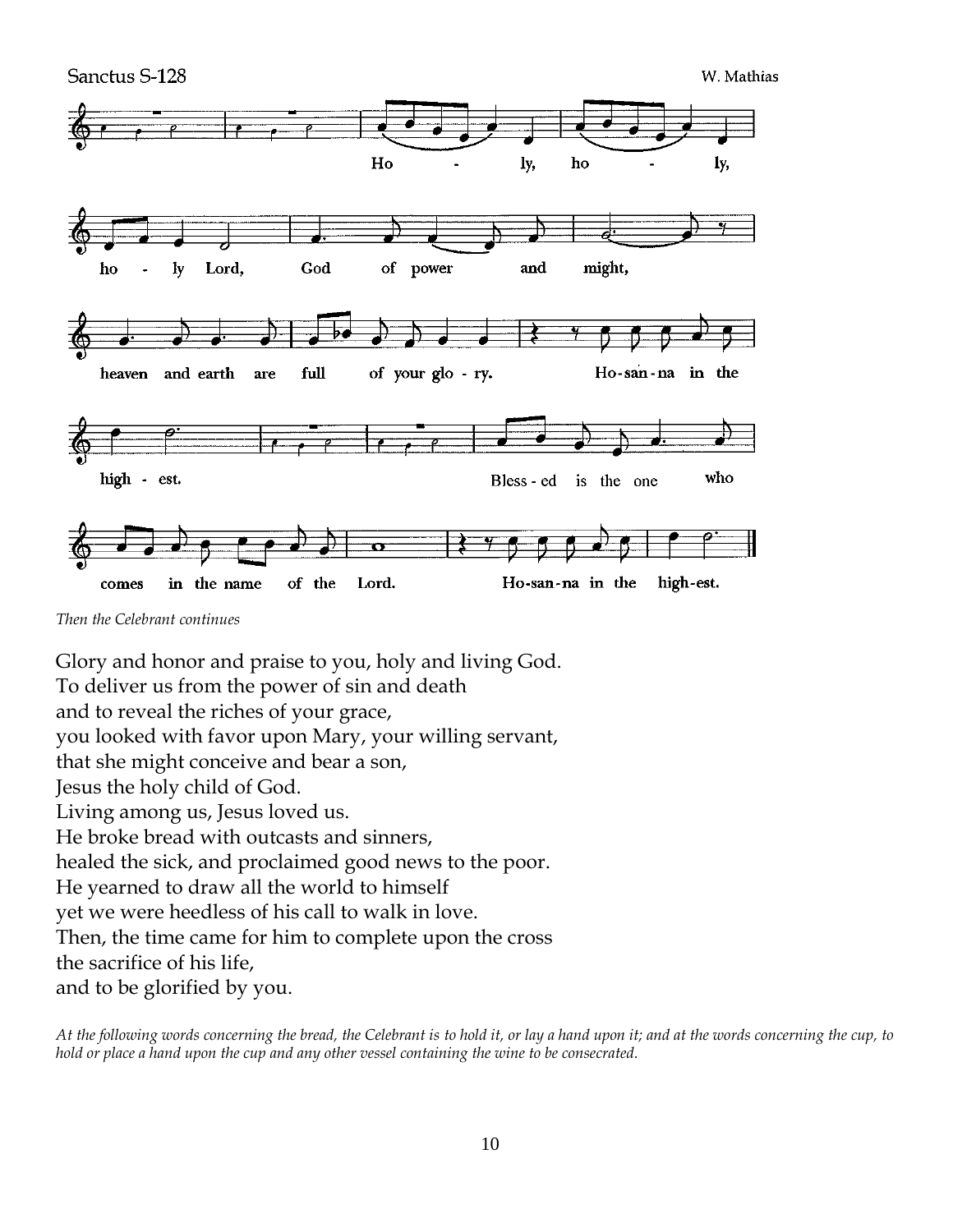Sanctus S-128 W. Mathias

Ho - ly, ho - ly, ho - ly Lord, God of power and might, heaven and earth are full of your glo - ry. Ho-san-na in the high - est. Bless - ed is the one who comes in the name of the Lord. Ho-san-na in the high-est.

*Then the Celebrant continues*

Glory and honor and praise to you, holy and living God.
To deliver us from the power of sin and death
and to reveal the riches of your grace,
you looked with favor upon Mary, your willing servant,
that she might conceive and bear a son,
Jesus the holy child of God.
Living among us, Jesus loved us.
He broke bread with outcasts and sinners,
healed the sick, and proclaimed good news to the poor.
He yearned to draw all the world to himself
yet we were heedless of his call to walk in love.
Then, the time came for him to complete upon the cross
the sacrifice of his life,
and to be glorified by you.

*At the following words concerning the bread, the Celebrant is to hold it, or lay a hand upon it; and at the words concerning the cup, to hold or place a hand upon the cup and any other vessel containing the wine to be consecrated.*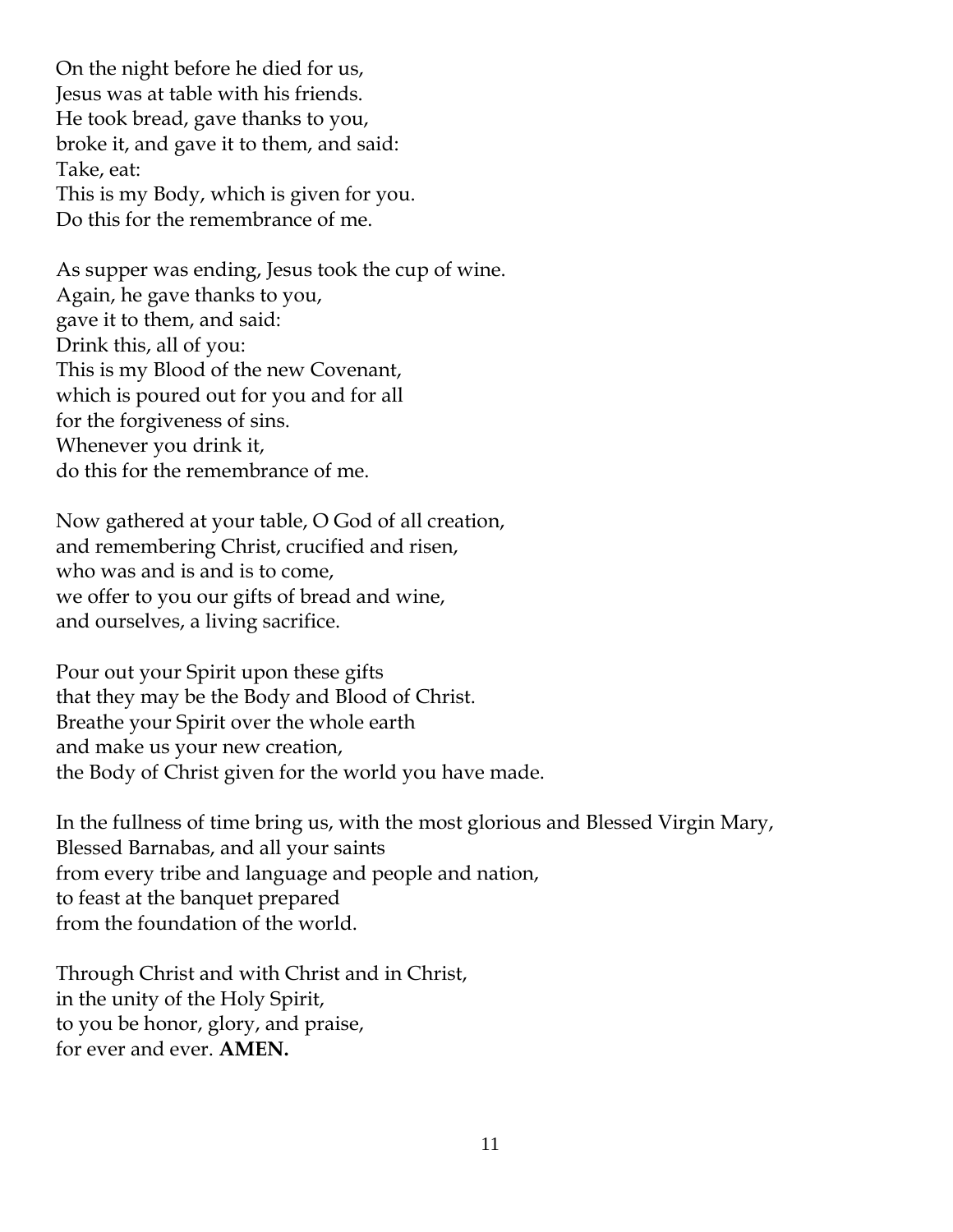On the night before he died for us,  
Jesus was at table with his friends.  
He took bread, gave thanks to you,  
broke it, and gave it to them, and said:  
Take, eat:  
This is my Body, which is given for you.  
Do this for the remembrance of me.

As supper was ending, Jesus took the cup of wine.  
Again, he gave thanks to you,  
gave it to them, and said:  
Drink this, all of you:  
This is my Blood of the new Covenant,  
which is poured out for you and for all  
for the forgiveness of sins.  
Whenever you drink it,  
do this for the remembrance of me.

Now gathered at your table, O God of all creation,  
and remembering Christ, crucified and risen,  
who was and is and is to come,  
we offer to you our gifts of bread and wine,  
and ourselves, a living sacrifice.

Pour out your Spirit upon these gifts  
that they may be the Body and Blood of Christ.  
Breathe your Spirit over the whole earth  
and make us your new creation,  
the Body of Christ given for the world you have made.

In the fullness of time bring us, with the most glorious and Blessed Virgin Mary,  
Blessed Barnabas, and all your saints  
from every tribe and language and people and nation,  
to feast at the banquet prepared  
from the foundation of the world.

Through Christ and with Christ and in Christ,  
in the unity of the Holy Spirit,  
to you be honor, glory, and praise,  
for ever and ever. **AMEN.**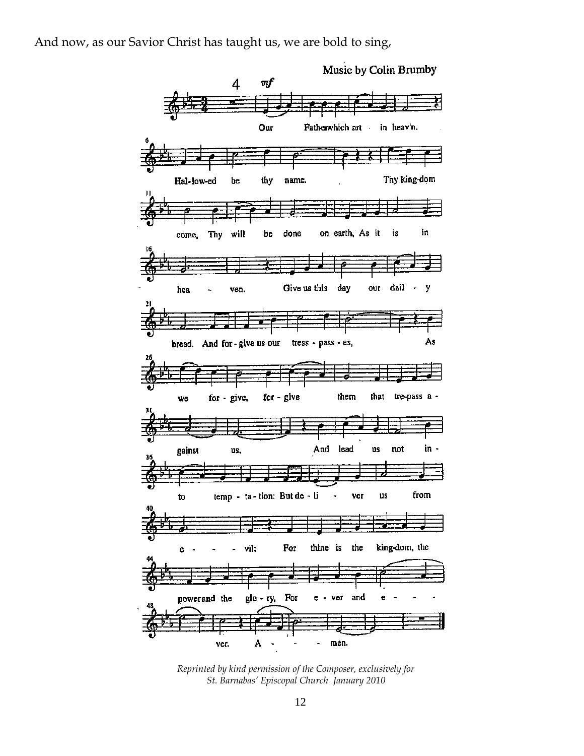And now, as our Savior Christ has taught us, we are bold to sing,

*Reprinted by kind permission of the Composer, exclusively for St. Barnabas' Episcopal Church January 2010*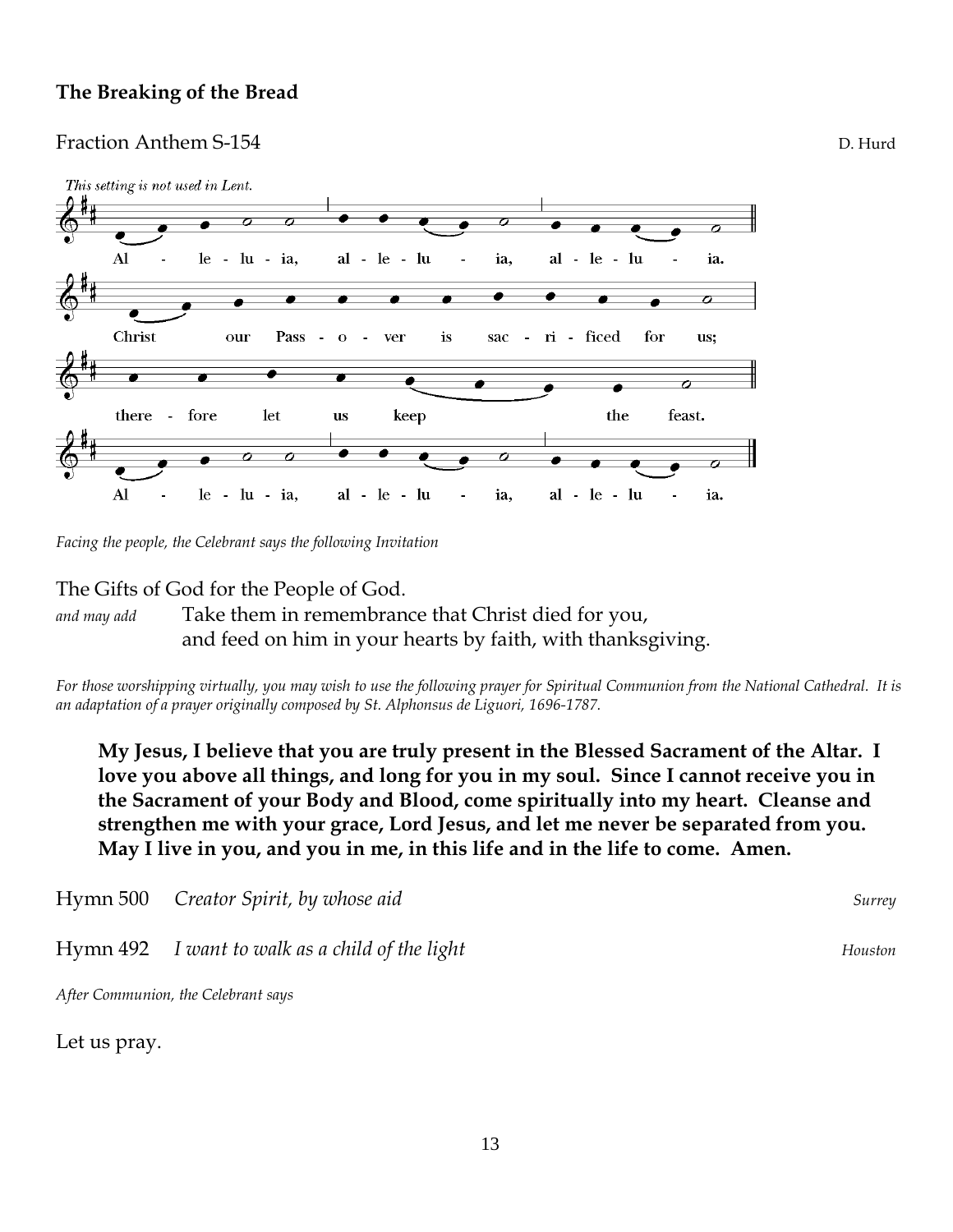**The Breaking of the Bread**

Fraction Anthem S-154 D. Hurd

*This setting is not used in Lent.*

Al - le - lu - ia, al - le - lu - ia, al - le - lu - ia.

Christ our Pass - o - ver is sac - ri - ficed for us;

there - fore let us keep the feast.

Al - le - lu - ia, al - le - lu - ia, al - le - lu - ia.

*Facing the people, the Celebrant says the following Invitation*

The Gifts of God for the People of God.

*and may add* Take them in remembrance that Christ died for you,
and feed on him in your hearts by faith, with thanksgiving.

*For those worshipping virtually, you may wish to use the following prayer for Spiritual Communion from the National Cathedral. It is an adaptation of a prayer originally composed by St. Alphonsus de Liguori, 1696-1787.*

**My Jesus, I believe that you are truly present in the Blessed Sacrament of the Altar. I love you above all things, and long for you in my soul. Since I cannot receive you in the Sacrament of your Body and Blood, come spiritually into my heart. Cleanse and strengthen me with your grace, Lord Jesus, and let me never be separated from you. May I live in you, and you in me, in this life and in the life to come. Amen.**

Hymn 500 *Creator Spirit, by whose aid* *Surrey*

Hymn 492 *I want to walk as a child of the light* *Houston*

*After Communion, the Celebrant says*

Let us pray.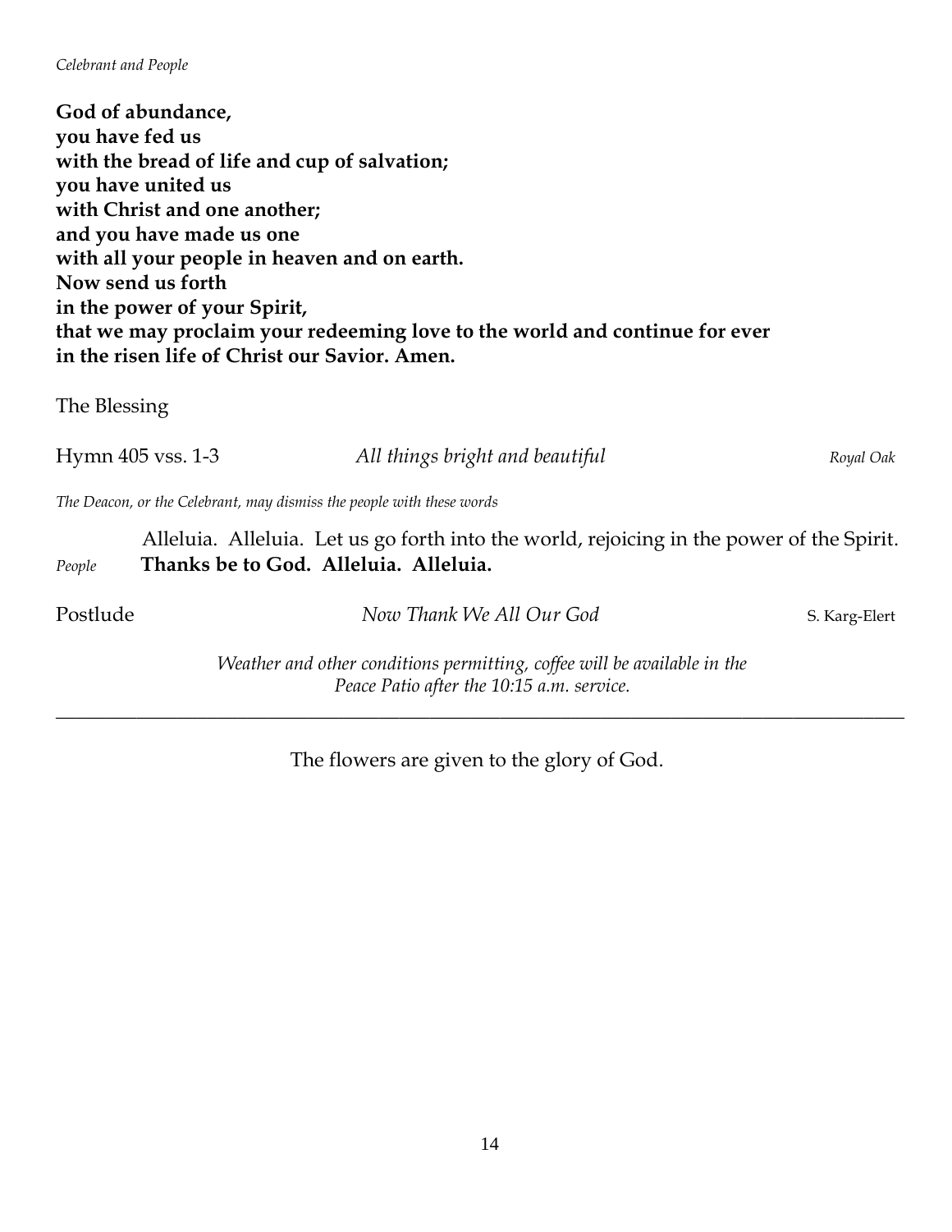*Celebrant and People*

**God of abundance,**
**you have fed us**
**with the bread of life and cup of salvation;**
**you have united us**
**with Christ and one another;**
**and you have made us one**
**with all your people in heaven and on earth.**
**Now send us forth**
**in the power of your Spirit,**
**that we may proclaim your redeeming love to the world and continue for ever**
**in the risen life of Christ our Savior. Amen.**

The Blessing

Hymn 405 vss. 1-3 — *All things bright and beautiful* — *Royal Oak*

*The Deacon, or the Celebrant, may dismiss the people with these words*

Alleluia. Alleluia. Let us go forth into the world, rejoicing in the power of the Spirit.

*People* **Thanks be to God. Alleluia. Alleluia.**

Postlude — *Now Thank We All Our God* — S. Karg-Elert

*Weather and other conditions permitting, coffee will be available in the Peace Patio after the 10:15 a.m. service.*

---

The flowers are given to the glory of God.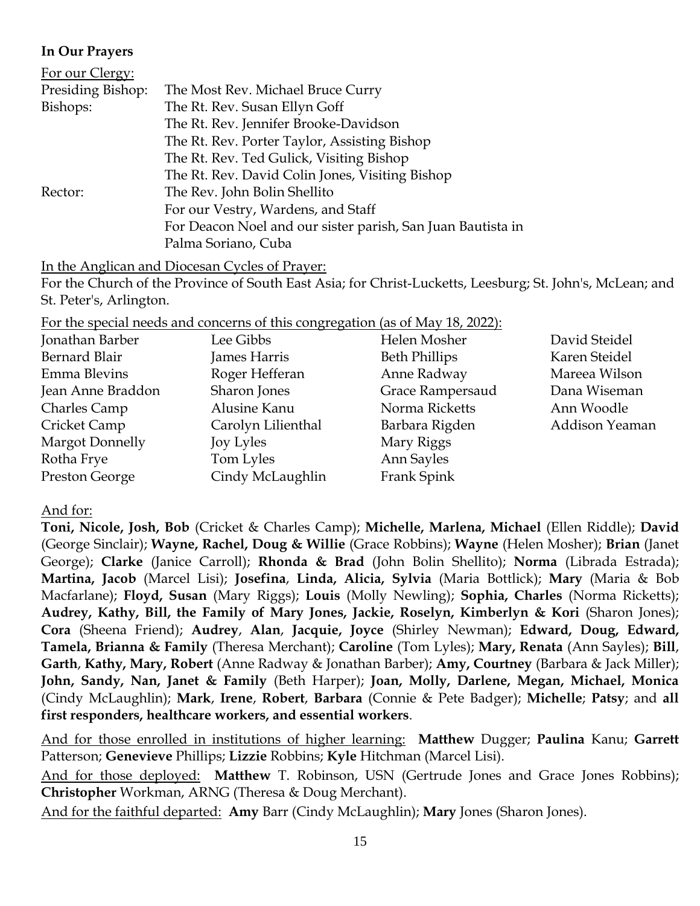**In Our Prayers**

For our Clergy:

| | |
|---|---|
| Presiding Bishop: | The Most Rev. Michael Bruce Curry |
| Bishops: | The Rt. Rev. Susan Ellyn Goff |
| | The Rt. Rev. Jennifer Brooke-Davidson |
| | The Rt. Rev. Porter Taylor, Assisting Bishop |
| | The Rt. Rev. Ted Gulick, Visiting Bishop |
| | The Rt. Rev. David Colin Jones, Visiting Bishop |
| Rector: | The Rev. John Bolin Shellito |
| | For our Vestry, Wardens, and Staff |
| | For Deacon Noel and our sister parish, San Juan Bautista in Palma Soriano, Cuba |

In the Anglican and Diocesan Cycles of Prayer:
For the Church of the Province of South East Asia; for Christ-Lucketts, Leesburg; St. John's, McLean; and St. Peter's, Arlington.

For the special needs and concerns of this congregation (as of May 18, 2022):

Jonathan Barber
Bernard Blair
Emma Blevins
Jean Anne Braddon
Charles Camp
Cricket Camp
Margot Donnelly
Rotha Frye
Preston George
Lee Gibbs
James Harris
Roger Hefferan
Sharon Jones
Alusine Kanu
Carolyn Lilienthal
Joy Lyles
Tom Lyles
Cindy McLaughlin
Helen Mosher
Beth Phillips
Anne Radway
Grace Rampersaud
Norma Ricketts
Barbara Rigden
Mary Riggs
Ann Sayles
Frank Spink
David Steidel
Karen Steidel
Mareea Wilson
Dana Wiseman
Ann Woodle
Addison Yeaman

And for:
**Toni, Nicole, Josh, Bob** (Cricket & Charles Camp); **Michelle, Marlena, Michael** (Ellen Riddle); **David** (George Sinclair); **Wayne, Rachel, Doug & Willie** (Grace Robbins); **Wayne** (Helen Mosher); **Brian** (Janet George); **Clarke** (Janice Carroll); **Rhonda & Brad** (John Bolin Shellito); **Norma** (Librada Estrada); **Martina, Jacob** (Marcel Lisi); **Josefina**, **Linda, Alicia, Sylvia** (Maria Bottlick); **Mary** (Maria & Bob Macfarlane); **Floyd, Susan** (Mary Riggs); **Louis** (Molly Newling); **Sophia, Charles** (Norma Ricketts); **Audrey, Kathy, Bill, the Family of Mary Jones, Jackie, Roselyn, Kimberlyn & Kori** (Sharon Jones); **Cora** (Sheena Friend); **Audrey**, **Alan**, **Jacquie, Joyce** (Shirley Newman); **Edward, Doug, Edward, Tamela, Brianna & Family** (Theresa Merchant); **Caroline** (Tom Lyles); **Mary, Renata** (Ann Sayles); **Bill**, **Garth**, **Kathy, Mary, Robert** (Anne Radway & Jonathan Barber); **Amy, Courtney** (Barbara & Jack Miller); **John, Sandy, Nan, Janet & Family** (Beth Harper); **Joan, Molly, Darlene, Megan, Michael, Monica** (Cindy McLaughlin); **Mark**, **Irene**, **Robert**, **Barbara** (Connie & Pete Badger); **Michelle**; **Patsy**; and **all first responders, healthcare workers, and essential workers**.

And for those enrolled in institutions of higher learning: **Matthew** Dugger; **Paulina** Kanu; **Garrett** Patterson; **Genevieve** Phillips; **Lizzie** Robbins; **Kyle** Hitchman (Marcel Lisi).

And for those deployed: **Matthew** T. Robinson, USN (Gertrude Jones and Grace Jones Robbins); **Christopher** Workman, ARNG (Theresa & Doug Merchant).

And for the faithful departed: **Amy** Barr (Cindy McLaughlin); **Mary** Jones (Sharon Jones).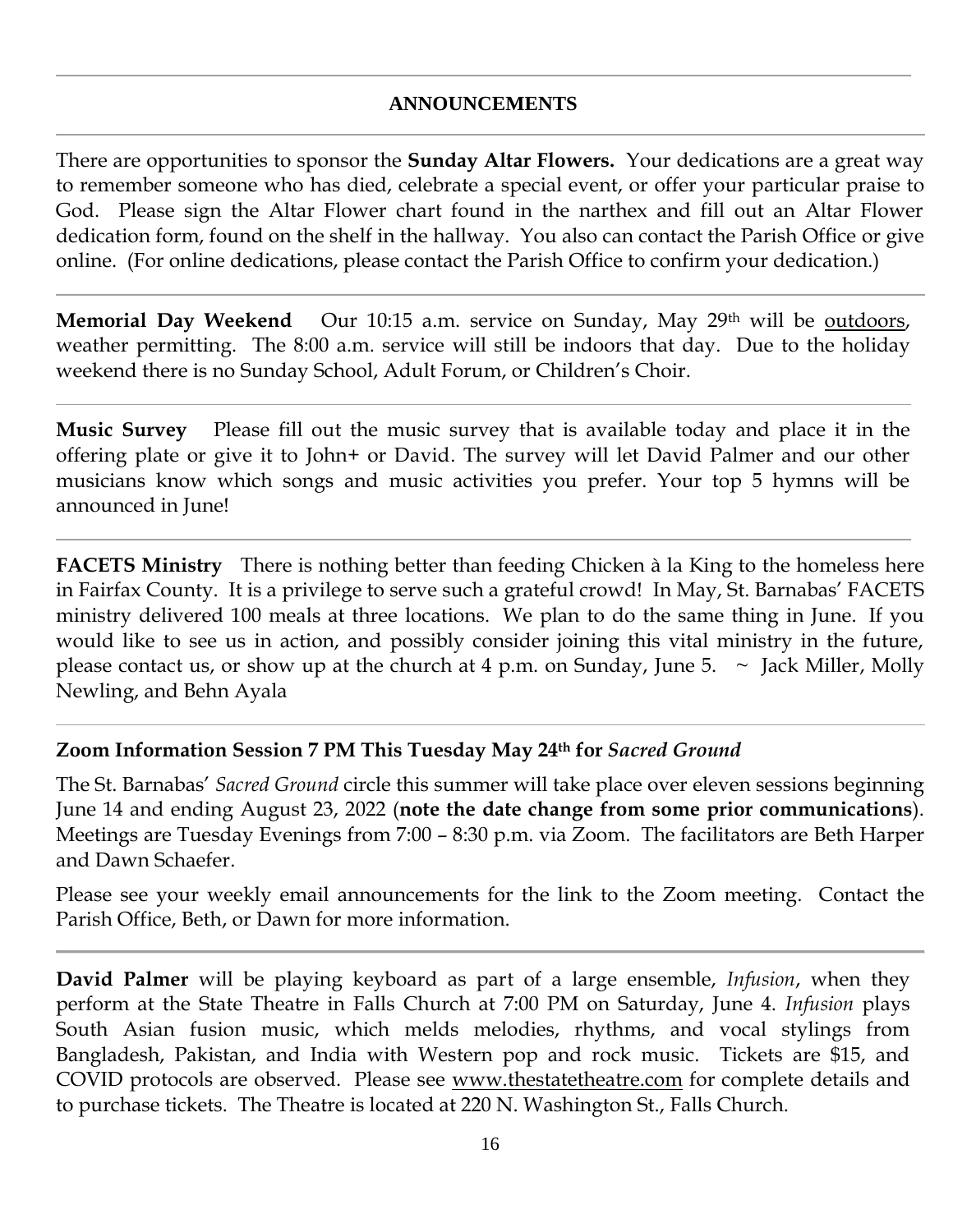## ANNOUNCEMENTS

There are opportunities to sponsor the **Sunday Altar Flowers.** Your dedications are a great way to remember someone who has died, celebrate a special event, or offer your particular praise to God. Please sign the Altar Flower chart found in the narthex and fill out an Altar Flower dedication form, found on the shelf in the hallway. You also can contact the Parish Office or give online. (For online dedications, please contact the Parish Office to confirm your dedication.)

---

**Memorial Day Weekend** Our 10:15 a.m. service on Sunday, May 29th will be outdoors, weather permitting. The 8:00 a.m. service will still be indoors that day. Due to the holiday weekend there is no Sunday School, Adult Forum, or Children's Choir.

---

**Music Survey** Please fill out the music survey that is available today and place it in the offering plate or give it to John+ or David. The survey will let David Palmer and our other musicians know which songs and music activities you prefer. Your top 5 hymns will be announced in June!

---

**FACETS Ministry** There is nothing better than feeding Chicken à la King to the homeless here in Fairfax County. It is a privilege to serve such a grateful crowd! In May, St. Barnabas' FACETS ministry delivered 100 meals at three locations. We plan to do the same thing in June. If you would like to see us in action, and possibly consider joining this vital ministry in the future, please contact us, or show up at the church at 4 p.m. on Sunday, June 5. ~ Jack Miller, Molly Newling, and Behn Ayala

---

**Zoom Information Session 7 PM This Tuesday May 24th for *Sacred Ground***

The St. Barnabas' *Sacred Ground* circle this summer will take place over eleven sessions beginning June 14 and ending August 23, 2022 (**note the date change from some prior communications**). Meetings are Tuesday Evenings from 7:00 – 8:30 p.m. via Zoom. The facilitators are Beth Harper and Dawn Schaefer.

Please see your weekly email announcements for the link to the Zoom meeting. Contact the Parish Office, Beth, or Dawn for more information.

---

**David Palmer** will be playing keyboard as part of a large ensemble, *Infusion*, when they perform at the State Theatre in Falls Church at 7:00 PM on Saturday, June 4. *Infusion* plays South Asian fusion music, which melds melodies, rhythms, and vocal stylings from Bangladesh, Pakistan, and India with Western pop and rock music. Tickets are $15, and COVID protocols are observed. Please see www.thestatetheatre.com for complete details and to purchase tickets. The Theatre is located at 220 N. Washington St., Falls Church.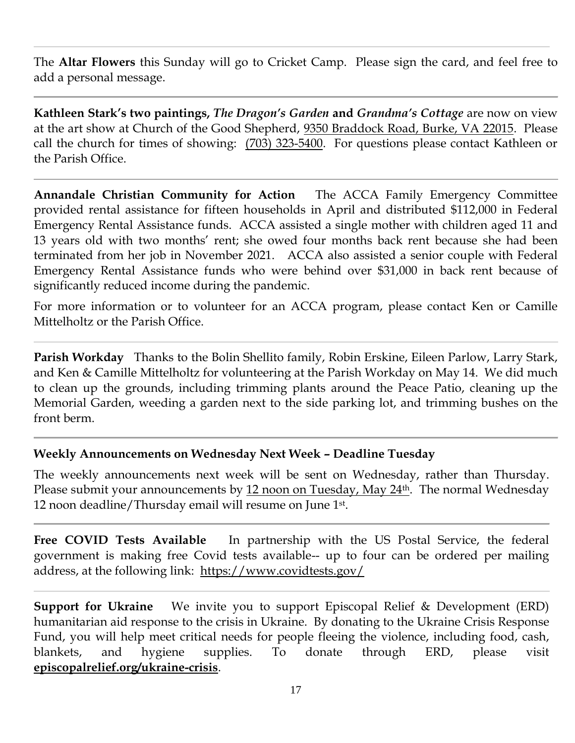The **Altar Flowers** this Sunday will go to Cricket Camp. Please sign the card, and feel free to add a personal message.

---

**Kathleen Stark's two paintings,** ***The Dragon's Garden*** **and** ***Grandma's Cottage*** are now on view at the art show at Church of the Good Shepherd, 9350 Braddock Road, Burke, VA 22015. Please call the church for times of showing: (703) 323-5400. For questions please contact Kathleen or the Parish Office.

---

**Annandale Christian Community for Action** The ACCA Family Emergency Committee provided rental assistance for fifteen households in April and distributed $112,000 in Federal Emergency Rental Assistance funds. ACCA assisted a single mother with children aged 11 and 13 years old with two months' rent; she owed four months back rent because she had been terminated from her job in November 2021. ACCA also assisted a senior couple with Federal Emergency Rental Assistance funds who were behind over $31,000 in back rent because of significantly reduced income during the pandemic.

For more information or to volunteer for an ACCA program, please contact Ken or Camille Mittelholtz or the Parish Office.

---

**Parish Workday** Thanks to the Bolin Shellito family, Robin Erskine, Eileen Parlow, Larry Stark, and Ken & Camille Mittelholtz for volunteering at the Parish Workday on May 14. We did much to clean up the grounds, including trimming plants around the Peace Patio, cleaning up the Memorial Garden, weeding a garden next to the side parking lot, and trimming bushes on the front berm.

---

**Weekly Announcements on Wednesday Next Week – Deadline Tuesday**

The weekly announcements next week will be sent on Wednesday, rather than Thursday. Please submit your announcements by 12 noon on Tuesday, May 24th. The normal Wednesday 12 noon deadline/Thursday email will resume on June 1st.

---

**Free COVID Tests Available** In partnership with the US Postal Service, the federal government is making free Covid tests available-- up to four can be ordered per mailing address, at the following link: https://www.covidtests.gov/

---

**Support for Ukraine** We invite you to support Episcopal Relief & Development (ERD) humanitarian aid response to the crisis in Ukraine. By donating to the Ukraine Crisis Response Fund, you will help meet critical needs for people fleeing the violence, including food, cash, blankets, and hygiene supplies. To donate through ERD, please visit **episcopalrelief.org/ukraine-crisis**.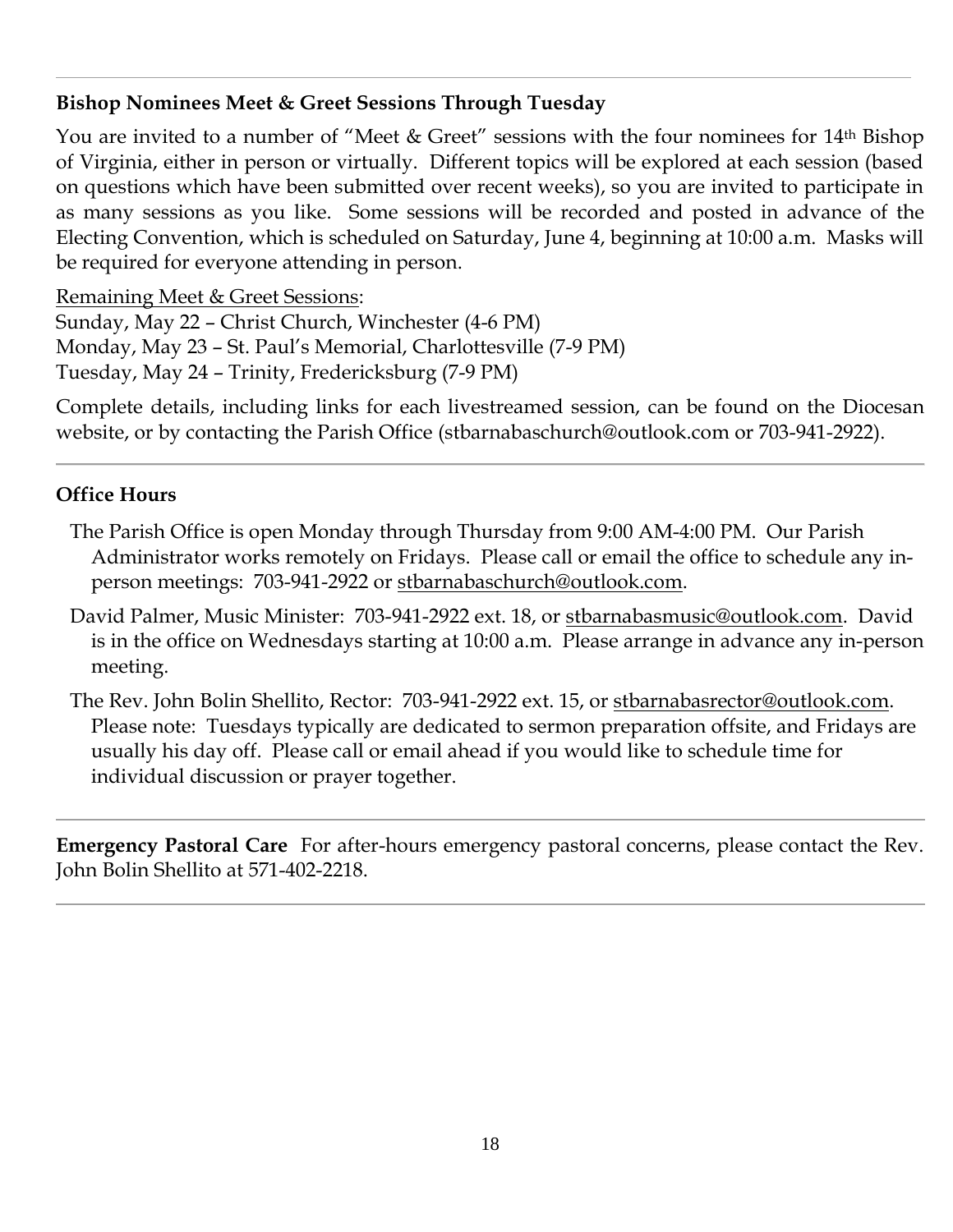## Bishop Nominees Meet & Greet Sessions Through Tuesday

You are invited to a number of "Meet & Greet" sessions with the four nominees for 14th Bishop of Virginia, either in person or virtually. Different topics will be explored at each session (based on questions which have been submitted over recent weeks), so you are invited to participate in as many sessions as you like. Some sessions will be recorded and posted in advance of the Electing Convention, which is scheduled on Saturday, June 4, beginning at 10:00 a.m. Masks will be required for everyone attending in person.

Remaining Meet & Greet Sessions:
Sunday, May 22 – Christ Church, Winchester (4-6 PM)
Monday, May 23 – St. Paul's Memorial, Charlottesville (7-9 PM)
Tuesday, May 24 – Trinity, Fredericksburg (7-9 PM)

Complete details, including links for each livestreamed session, can be found on the Diocesan website, or by contacting the Parish Office (stbarnabaschurch@outlook.com or 703-941-2922).

## Office Hours

The Parish Office is open Monday through Thursday from 9:00 AM-4:00 PM. Our Parish Administrator works remotely on Fridays. Please call or email the office to schedule any in-person meetings: 703-941-2922 or stbarnabaschurch@outlook.com.

David Palmer, Music Minister: 703-941-2922 ext. 18, or stbarnabasmusic@outlook.com. David is in the office on Wednesdays starting at 10:00 a.m. Please arrange in advance any in-person meeting.

The Rev. John Bolin Shellito, Rector: 703-941-2922 ext. 15, or stbarnabasrector@outlook.com. Please note: Tuesdays typically are dedicated to sermon preparation offsite, and Fridays are usually his day off. Please call or email ahead if you would like to schedule time for individual discussion or prayer together.

**Emergency Pastoral Care** For after-hours emergency pastoral concerns, please contact the Rev. John Bolin Shellito at 571-402-2218.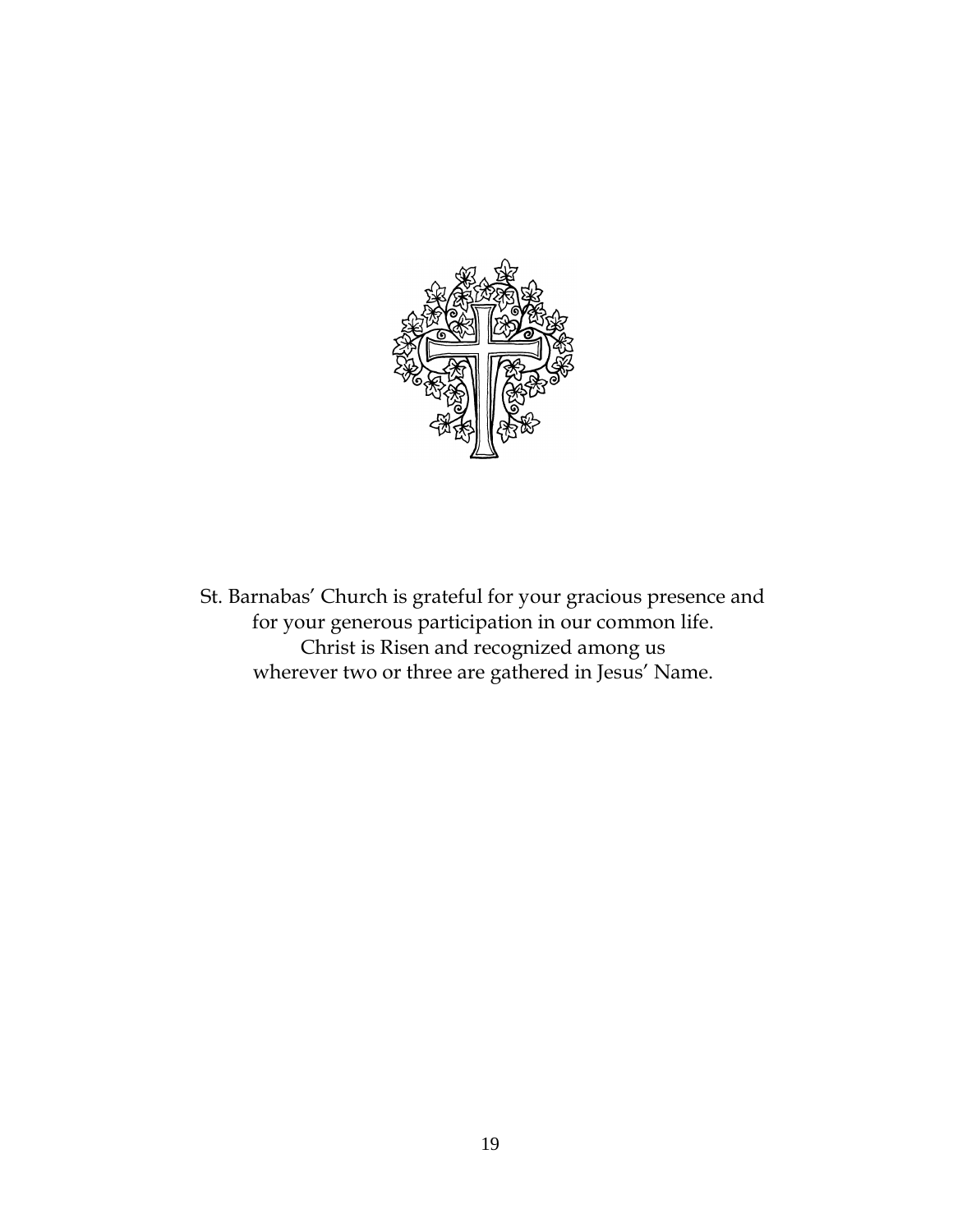St. Barnabas' Church is grateful for your gracious presence and
for your generous participation in our common life.
Christ is Risen and recognized among us
wherever two or three are gathered in Jesus' Name.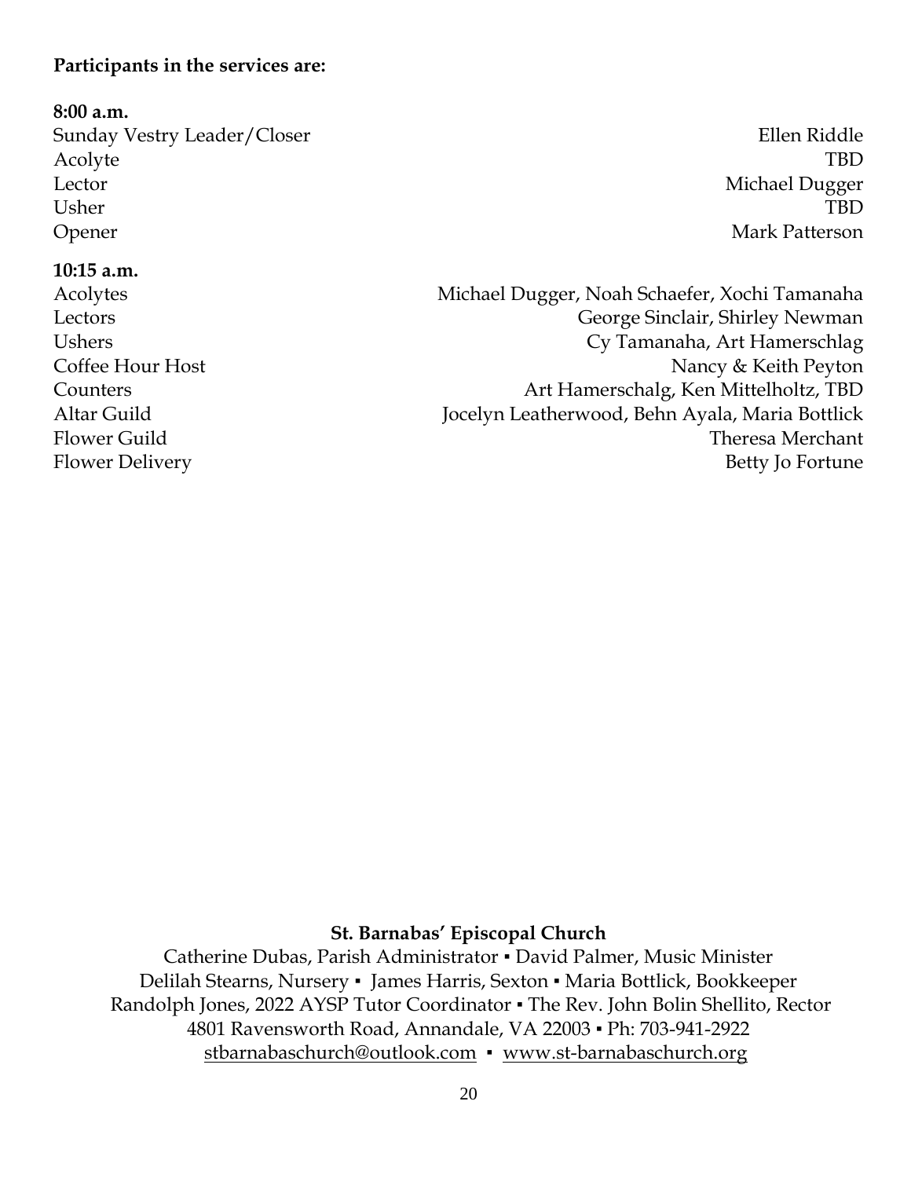**Participants in the services are:**

**8:00 a.m.**

| | |
|---|---|
| Sunday Vestry Leader/Closer | Ellen Riddle |
| Acolyte | TBD |
| Lector | Michael Dugger |
| Usher | TBD |
| Opener | Mark Patterson |

**10:15 a.m.**

| | |
|---|---|
| Acolytes | Michael Dugger, Noah Schaefer, Xochi Tamanaha |
| Lectors | George Sinclair, Shirley Newman |
| Ushers | Cy Tamanaha, Art Hamerschlag |
| Coffee Hour Host | Nancy & Keith Peyton |
| Counters | Art Hamerschalg, Ken Mittelholtz, TBD |
| Altar Guild | Jocelyn Leatherwood, Behn Ayala, Maria Bottlick |
| Flower Guild | Theresa Merchant |
| Flower Delivery | Betty Jo Fortune |

**St. Barnabas' Episcopal Church**

Catherine Dubas, Parish Administrator ▪ David Palmer, Music Minister
Delilah Stearns, Nursery ▪ James Harris, Sexton ▪ Maria Bottlick, Bookkeeper
Randolph Jones, 2022 AYSP Tutor Coordinator ▪ The Rev. John Bolin Shellito, Rector
4801 Ravensworth Road, Annandale, VA 22003 ▪ Ph: 703-941-2922
stbarnabaschurch@outlook.com ▪ www.st-barnabaschurch.org